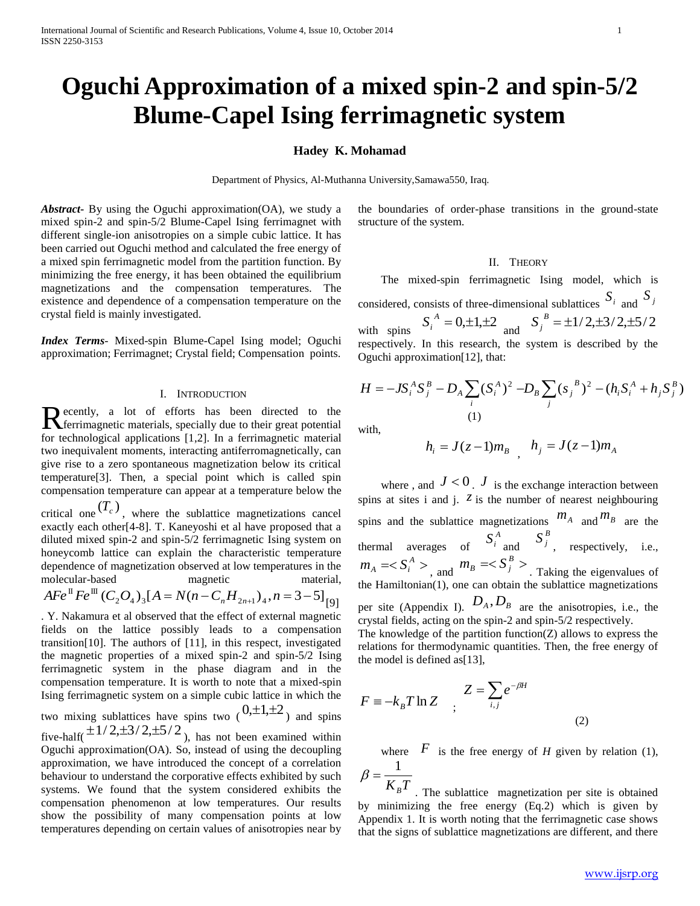# Oguchi Approximation of a mixed spin-2 and spin-5/2 Blume-Capel Ising ferrimagnetic system

**Hadey K. Mohamad**

Department of Physics, Al-Muthanna University,Samawa550, Iraq.

***Abstract*-** By using the Oguchi approximation(OA), we study a mixed spin-2 and spin-5/2 Blume-Capel Ising ferrimagnet with different single-ion anisotropies on a simple cubic lattice. It has been carried out Oguchi method and calculated the free energy of a mixed spin ferrimagnetic model from the partition function. By minimizing the free energy, it has been obtained the equilibrium magnetizations and the compensation temperatures. The existence and dependence of a compensation temperature on the crystal field is mainly investigated.

***Index Terms*-** Mixed-spin Blume-Capel Ising model; Oguchi approximation; Ferrimagnet; Crystal field; Compensation points.

## I. Introduction

Recently, a lot of efforts has been directed to the ferrimagnetic materials, specially due to their great potential for technological applications [1,2]. In a ferrimagnetic material two inequivalent moments, interacting antiferromagnetically, can give rise to a zero spontaneous magnetization below its critical temperature[3]. Then, a special point which is called spin compensation temperature can appear at a temperature below the critical one $(T_c)$, where the sublattice magnetizations cancel exactly each other[4-8]. T. Kaneyoshi et al have proposed that a diluted mixed spin-2 and spin-5/2 ferrimagnetic Ising system on honeycomb lattice can explain the characteristic temperature dependence of magnetization observed at low temperatures in the molecular-based magnetic material, $AFe^{II}Fe^{III}(C_2O_4)_3[A = N(n-C_nH_{2n+1})_4, n = 3-5]$[9]. Y. Nakamura et al observed that the effect of external magnetic fields on the lattice possibly leads to a compensation transition[10]. The authors of [11], in this respect, investigated the magnetic properties of a mixed spin-2 and spin-5/2 Ising ferrimagnetic system in the phase diagram and in the compensation temperature. It is worth to note that a mixed-spin Ising ferrimagnetic system on a simple cubic lattice in which the two mixing sublattices have spins two ($0,\pm1,\pm2$) and spins five-half($\pm1/2,\pm3/2,\pm5/2$), has not been examined within Oguchi approximation(OA). So, instead of using the decoupling approximation, we have introduced the concept of a correlation behaviour to understand the corporative effects exhibited by such systems. We found that the system considered exhibits the compensation phenomenon at low temperatures. Our results show the possibility of many compensation points at low temperatures depending on certain values of anisotropies near by the boundaries of order-phase transitions in the ground-state structure of the system.

## II. Theory

The mixed-spin ferrimagnetic Ising model, which is considered, consists of three-dimensional sublattices $S_i$ and $S_j$ with spins $S_i^{\,A} = 0,\pm1,\pm2$ and $S_j^{\,B} = \pm1/2,\pm3/2,\pm5/2$ respectively. In this research, the system is described by the Oguchi approximation[12], that:

$$H = -JS_i^A S_j^B - D_A \sum_i (S_i^A)^2 - D_B \sum_j (s_j^{\,B})^2 - (h_i S_i^A + h_j S_j^B) \tag{1}$$

with,

$$h_i = J(z-1)m_B \quad , \quad h_j = J(z-1)m_A$$

where , and $J < 0$. $J$ is the exchange interaction between spins at sites i and j. $z$ is the number of nearest neighbouring spins and the sublattice magnetizations $m_A$ and $m_B$ are the thermal averages of $S_i^A$ and $S_j^B$, respectively, i.e., $m_A = < S_i^A >$, and $m_B = < S_j^B >$. Taking the eigenvalues of the Hamiltonian(1), one can obtain the sublattice magnetizations per site (Appendix I). $D_A, D_B$ are the anisotropies, i.e., the crystal fields, acting on the spin-2 and spin-5/2 respectively.

The knowledge of the partition function(Z) allows to express the relations for thermodynamic quantities. Then, the free energy of the model is defined as[13],

$$F \equiv -k_B T \ln Z \quad ; \quad Z = \sum_{i,j} e^{-\beta H} \tag{2}$$

where $F$ is the free energy of $H$ given by relation (1), $\beta = \dfrac{1}{K_B T}$. The sublattice magnetization per site is obtained by minimizing the free energy (Eq.2) which is given by Appendix 1. It is worth noting that the ferrimagnetic case shows that the signs of sublattice magnetizations are different, and there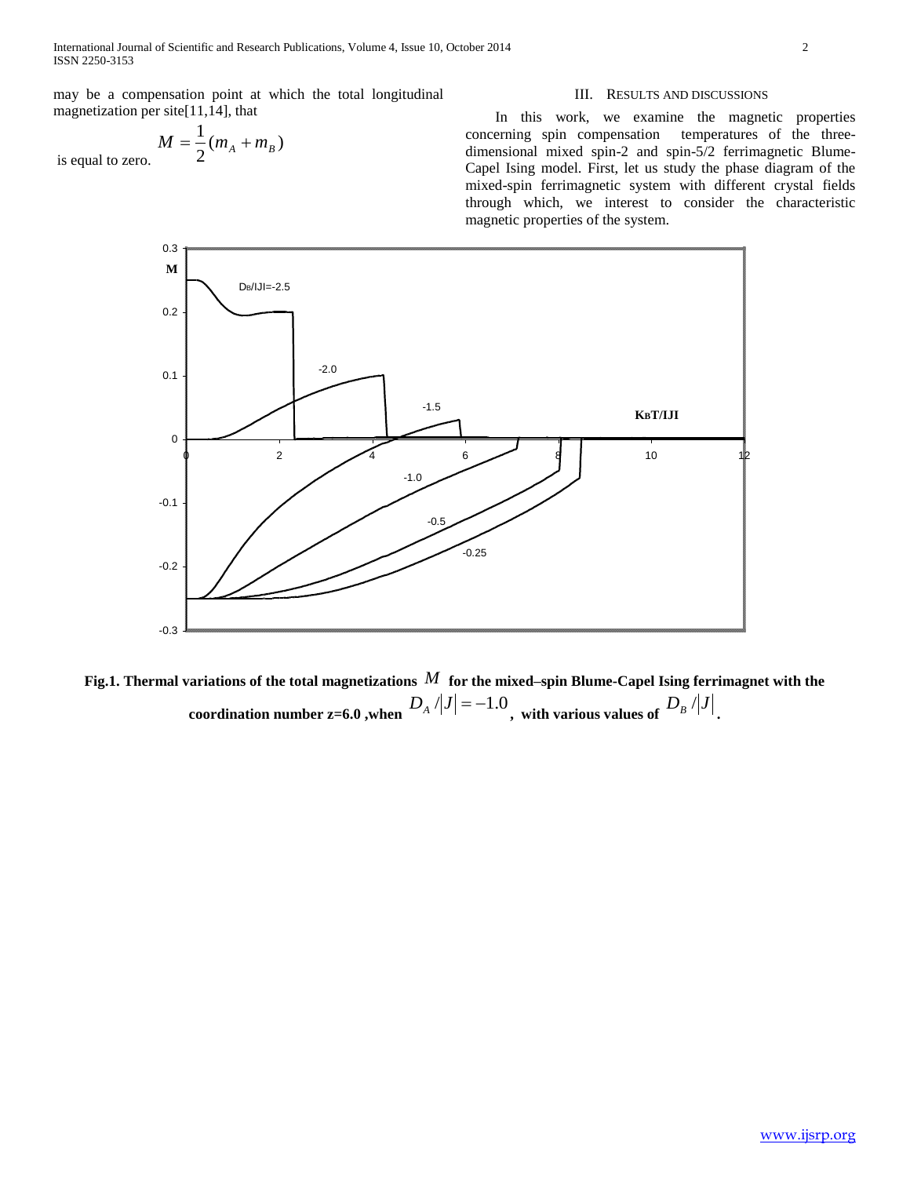may be a compensation point at which the total longitudinal magnetization per site[11,14], that

$$M = \frac{1}{2}(m_A + m_B)$$

is equal to zero.

## III. RESULTS AND DISCUSSIONS

In this work, we examine the magnetic properties concerning spin compensation temperatures of the three-dimensional mixed spin-2 and spin-5/2 ferrimagnetic Blume-Capel Ising model. First, let us study the phase diagram of the mixed-spin ferrimagnetic system with different crystal fields through which, we interest to consider the characteristic magnetic properties of the system.

**Fig.1. Thermal variations of the total magnetizations $M$ for the mixed–spin Blume-Capel Ising ferrimagnet with the coordination number z=6.0 ,when $D_A/|J| = -1.0$, with various values of $D_B/|J|$.**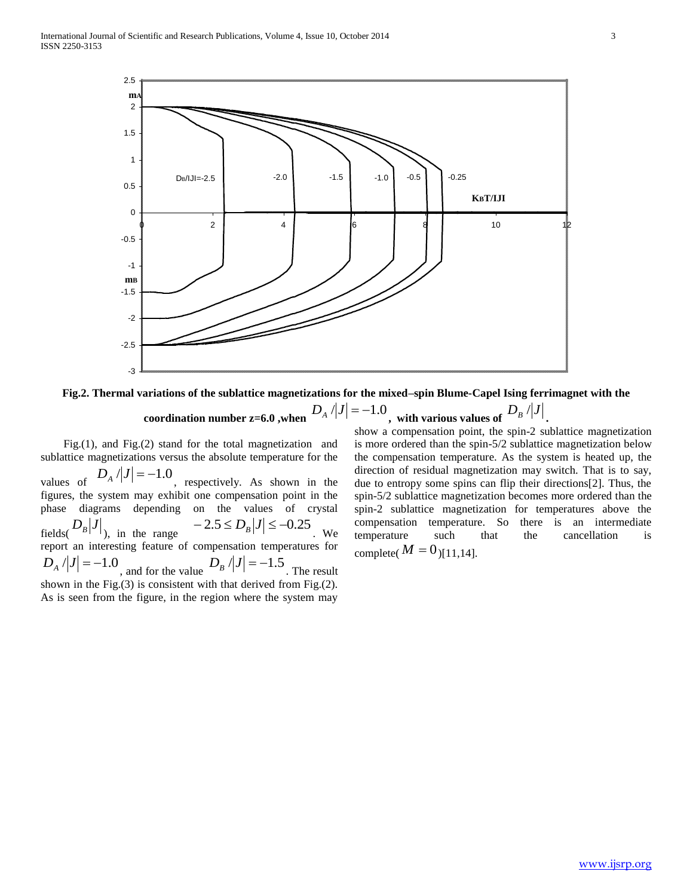**Fig.2. Thermal variations of the sublattice magnetizations for the mixed–spin Blume-Capel Ising ferrimagnet with the coordination number z=6.0 ,when $D_A/|J| = -1.0$, with various values of $D_B/|J|$.**

Fig.(1), and Fig.(2) stand for the total magnetization and sublattice magnetizations versus the absolute temperature for the values of $D_A/|J| = -1.0$, respectively. As shown in the figures, the system may exhibit one compensation point in the phase diagrams depending on the values of crystal fields($D_B|J|$), in the range $-2.5 \le D_B|J| \le -0.25$. We report an interesting feature of compensation temperatures for $D_A/|J| = -1.0$, and for the value $D_B/|J| = -1.5$. The result shown in the Fig.(3) is consistent with that derived from Fig.(2). As is seen from the figure, in the region where the system may show a compensation point, the spin-2 sublattice magnetization is more ordered than the spin-5/2 sublattice magnetization below the compensation temperature. As the system is heated up, the direction of residual magnetization may switch. That is to say, due to entropy some spins can flip their directions[2]. Thus, the spin-5/2 sublattice magnetization becomes more ordered than the spin-2 sublattice magnetization for temperatures above the compensation temperature. So there is an intermediate temperature such that the cancellation is complete($M = 0$)[11,14].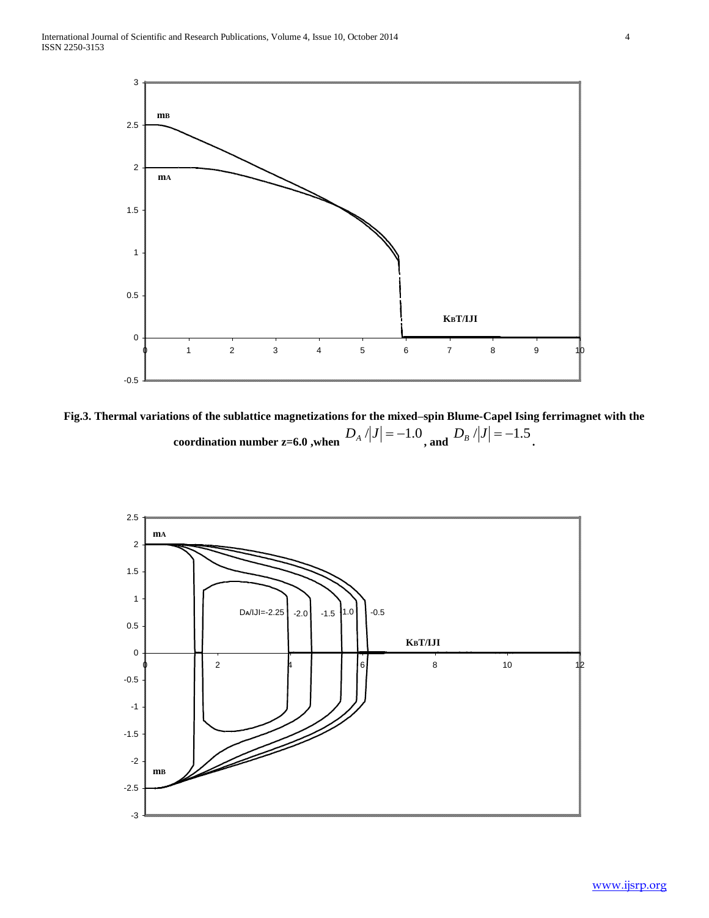**Fig.3. Thermal variations of the sublattice magnetizations for the mixed–spin Blume-Capel Ising ferrimagnet with the coordination number z=6.0 ,when $D_A/|J| = -1.0$ , and $D_B/|J| = -1.5$ .**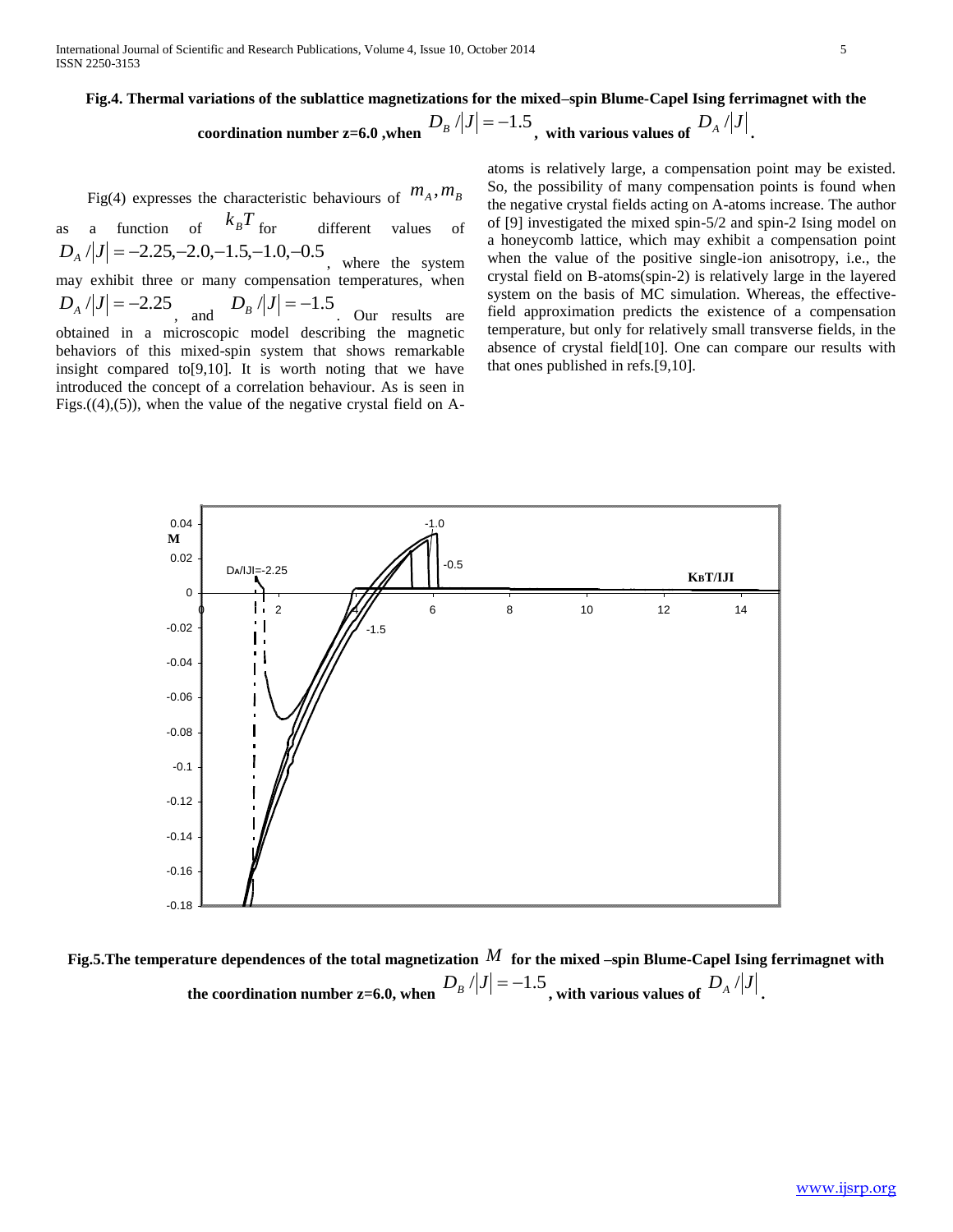**Fig.4. Thermal variations of the sublattice magnetizations for the mixed–spin Blume-Capel Ising ferrimagnet with the coordination number z=6.0 ,when $D_B/|J| = -1.5$, with various values of $D_A/|J|$.**

Fig(4) expresses the characteristic behaviours of $m_A, m_B$ as a function of $k_B T$ for different values of $D_A/|J| = -2.25, -2.0, -1.5, -1.0, -0.5$, where the system may exhibit three or many compensation temperatures, when $D_A/|J| = -2.25$, and $D_B/|J| = -1.5$. Our results are obtained in a microscopic model describing the magnetic behaviors of this mixed-spin system that shows remarkable insight compared to[9,10]. It is worth noting that we have introduced the concept of a correlation behaviour. As is seen in Figs.((4),(5)), when the value of the negative crystal field on A-atoms is relatively large, a compensation point may be existed. So, the possibility of many compensation points is found when the negative crystal fields acting on A-atoms increase. The author of [9] investigated the mixed spin-5/2 and spin-2 Ising model on a honeycomb lattice, which may exhibit a compensation point when the value of the positive single-ion anisotropy, i.e., the crystal field on B-atoms(spin-2) is relatively large in the layered system on the basis of MC simulation. Whereas, the effective-field approximation predicts the existence of a compensation temperature, but only for relatively small transverse fields, in the absence of crystal field[10]. One can compare our results with that ones published in refs.[9,10].

**Fig.5.The temperature dependences of the total magnetization $M$ for the mixed –spin Blume-Capel Ising ferrimagnet with the coordination number z=6.0, when $D_B/|J| = -1.5$, with various values of $D_A/|J|$.**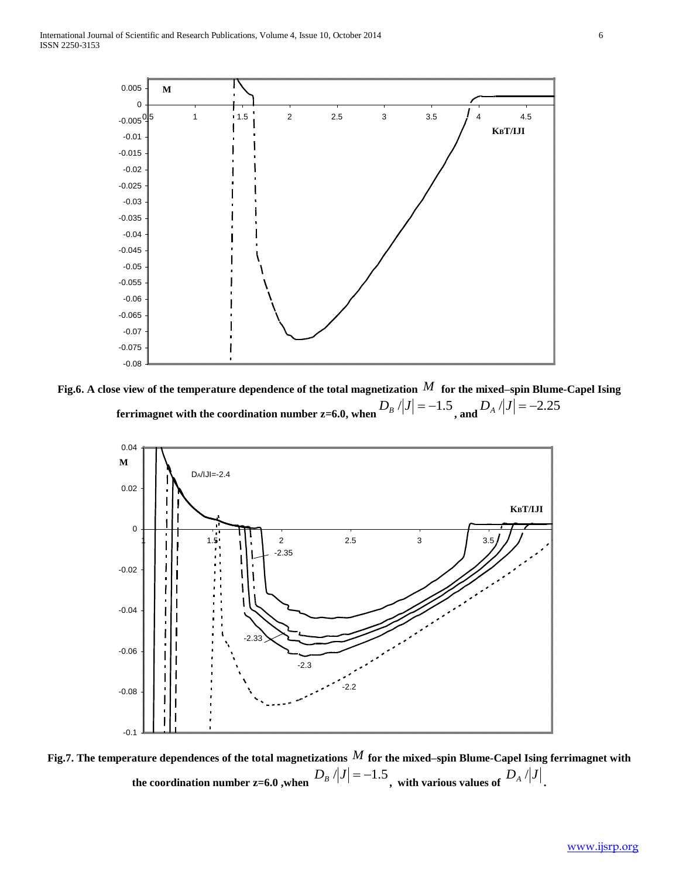**Fig.6. A close view of the temperature dependence of the total magnetization $M$ for the mixed–spin Blume-Capel Ising ferrimagnet with the coordination number z=6.0, when $D_B/|J| = -1.5$, and $D_A/|J| = -2.25$**

**Fig.7. The temperature dependences of the total magnetizations $M$ for the mixed–spin Blume-Capel Ising ferrimagnet with the coordination number z=6.0 ,when $D_B/|J| = -1.5$, with various values of $D_A/|J|$.**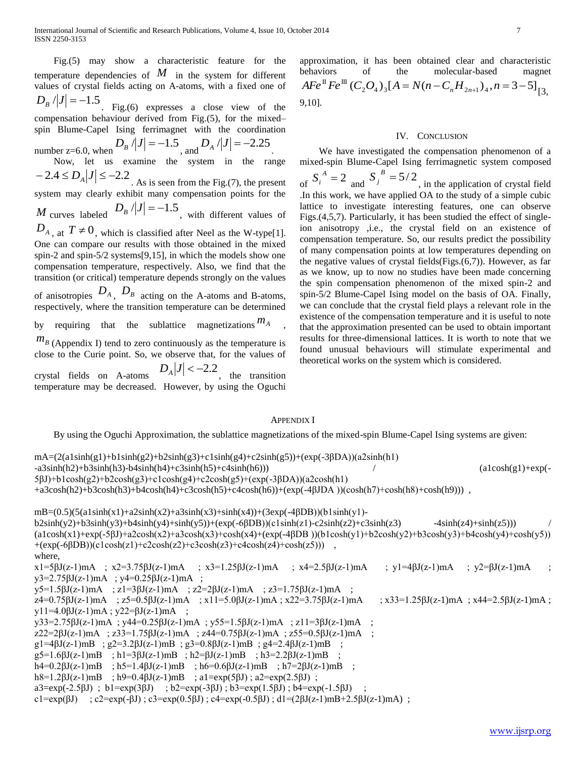Fig.(5) may show a characteristic feature for the temperature dependencies of $M$ in the system for different values of crystal fields acting on A-atoms, with a fixed one of $D_B/|J| = -1.5$. Fig.(6) expresses a close view of the compensation behaviour derived from Fig.(5), for the mixed–spin Blume-Capel Ising ferrimagnet with the coordination number z=6.0, when $D_B/|J| = -1.5$, and $D_A/|J| = -2.25$.

Now, let us examine the system in the range $-2.4 \le D_A|J| \le -2.2$. As is seen from the Fig.(7), the present system may clearly exhibit many compensation points for the $M$ curves labeled $D_B/|J| = -1.5$, with different values of $D_A$, at $T \neq 0$, which is classified after Neel as the W-type[1]. One can compare our results with those obtained in the mixed spin-2 and spin-5/2 systems[9,15], in which the models show one compensation temperature, respectively. Also, we find that the transition (or critical) temperature depends strongly on the values of anisotropies $D_A$, $D_B$ acting on the A-atoms and B-atoms, respectively, where the transition temperature can be determined by requiring that the sublattice magnetizations $m_A$, $m_B$ (Appendix I) tend to zero continuously as the temperature is close to the Curie point. So, we observe that, for the values of crystal fields on A-atoms $D_A|J| < -2.2$, the transition temperature may be decreased. However, by using the Oguchi approximation, it has been obtained clear and characteristic behaviors of the molecular-based magnet $AFe^{II}Fe^{III}(C_2O_4)_3[A = N(n-C_nH_{2n+1})_4, n = 3-5]$[3, 9,10].

## IV. Conclusion

We have investigated the compensation phenomenon of a mixed-spin Blume-Capel Ising ferrimagnetic system composed of $S_i^A = 2$ and $S_j^B = 5/2$, in the application of crystal field .In this work, we have applied OA to the study of a simple cubic lattice to investigate interesting features, one can observe Figs.(4,5,7). Particularly, it has been studied the effect of single-ion anisotropy ,i.e., the crystal field on an existence of compensation temperature. So, our results predict the possibility of many compensation points at low temperatures depending on the negative values of crystal fields(Figs.(6,7)). However, as far as we know, up to now no studies have been made concerning the spin compensation phenomenon of the mixed spin-2 and spin-5/2 Blume-Capel Ising model on the basis of OA. Finally, we can conclude that the crystal field plays a relevant role in the existence of the compensation temperature and it is useful to note that the approximation presented can be used to obtain important results for three-dimensional lattices. It is worth to note that we found unusual behaviours will stimulate experimental and theoretical works on the system which is considered.

## Appendix I

By using the Oguchi Approximation, the sublattice magnetizations of the mixed-spin Blume-Capel Ising systems are given:

mA=(2(a1sinh(g1)+b1sinh(g2)+b2sinh(g3)+c1sinh(g4)+c2sinh(g5))+(exp(-3βDA))(a2sinh(h1) -a3sinh(h2)+b3sinh(h3)-b4sinh(h4)+c3sinh(h5)+c4sinh(h6))) / (a1cosh(g1)+exp(-5βJ)+b1cosh(g2)+b2cosh(g3)+c1cosh(g4)+c2cosh(g5)+(exp(-3βDA))(a2cosh(h1) +a3cosh(h2)+b3cosh(h3)+b4cosh(h4)+c3cosh(h5)+c4cosh(h6))+(exp(-4βJDA ))(cosh(h7)+cosh(h8)+cosh(h9))) ,

mB=(0.5)(5(a1sinh(x1)+a2sinh(x2)+a3sinh(x3)+sinh(x4))+(3exp(-4βDB))(b1sinh(y1)-b2sinh(y2)+b3sinh(y3)+b4sinh(y4)+sinh(y5))+(exp(-6βDB))(c1sinh(z1)-c2sinh(z2)+c3sinh(z3) -4sinh(z4)+sinh(z5))) / (a1cosh(x1)+exp(-5βJ)+a2cosh(x2)+a3cosh(x3)+cosh(x4)+(exp(-4βDB ))(b1cosh(y1)+b2cosh(y2)+b3cosh(y3)+b4cosh(y4)+cosh(y5)) +(exp(-6βDB))(c1cosh(z1)+c2cosh(z2)+c3cosh(z3)+c4cosh(z4)+cosh(z5))) ,

where,

x1=5βJ(z-1)mA ; x2=3.75βJ(z-1)mA ; x3=1.25βJ(z-1)mA ; x4=2.5βJ(z-1)mA ; y1=4βJ(z-1)mA ; y2=βJ(z-1)mA ; y3=2.75βJ(z-1)mA ; y4=0.25βJ(z-1)mA ;
y5=1.5βJ(z-1)mA ; z1=3βJ(z-1)mA ; z2=2βJ(z-1)mA ; z3=1.75βJ(z-1)mA ;
z4=0.75βJ(z-1)mA ; z5=0.5βJ(z-1)mA ; x11=5.0βJ(z-1)mA ; x22=3.75βJ(z-1)mA ; x33=1.25βJ(z-1)mA ; x44=2.5βJ(z-1)mA ;
y11=4.0βJ(z-1)mA ; y22=βJ(z-1)mA ;
y33=2.75βJ(z-1)mA ; y44=0.25βJ(z-1)mA ; y55=1.5βJ(z-1)mA ; z11=3βJ(z-1)mA ;
z22=2βJ(z-1)mA ; z33=1.75βJ(z-1)mA ; z44=0.75βJ(z-1)mA ; z55=0.5βJ(z-1)mA ;
g1=4βJ(z-1)mB ; g2=3.2βJ(z-1)mB ; g3=0.8βJ(z-1)mB ; g4=2.4βJ(z-1)mB ;
g5=1.6βJ(z-1)mB ; h1=3βJ(z-1)mB ; h2=βJ(z-1)mB ; h3=2.2βJ(z-1)mB ;
h4=0.2βJ(z-1)mB ; h5=1.4βJ(z-1)mB ; h6=0.6βJ(z-1)mB ; h7=2βJ(z-1)mB ;
h8=1.2βJ(z-1)mB ; h9=0.4βJ(z-1)mB ; a1=exp(5βJ) ; a2=exp(2.5βJ) ;
a3=exp(-2.5βJ) ; b1=exp(3βJ) ; b2=exp(-3βJ) ; b3=exp(1.5βJ) ; b4=exp(-1.5βJ) ;
c1=exp(βJ) ; c2=exp(-βJ) ; c3=exp(0.5βJ) ; c4=exp(-0.5βJ) ; d1=(2βJ(z-1)mB+2.5βJ(z-1)mA) ;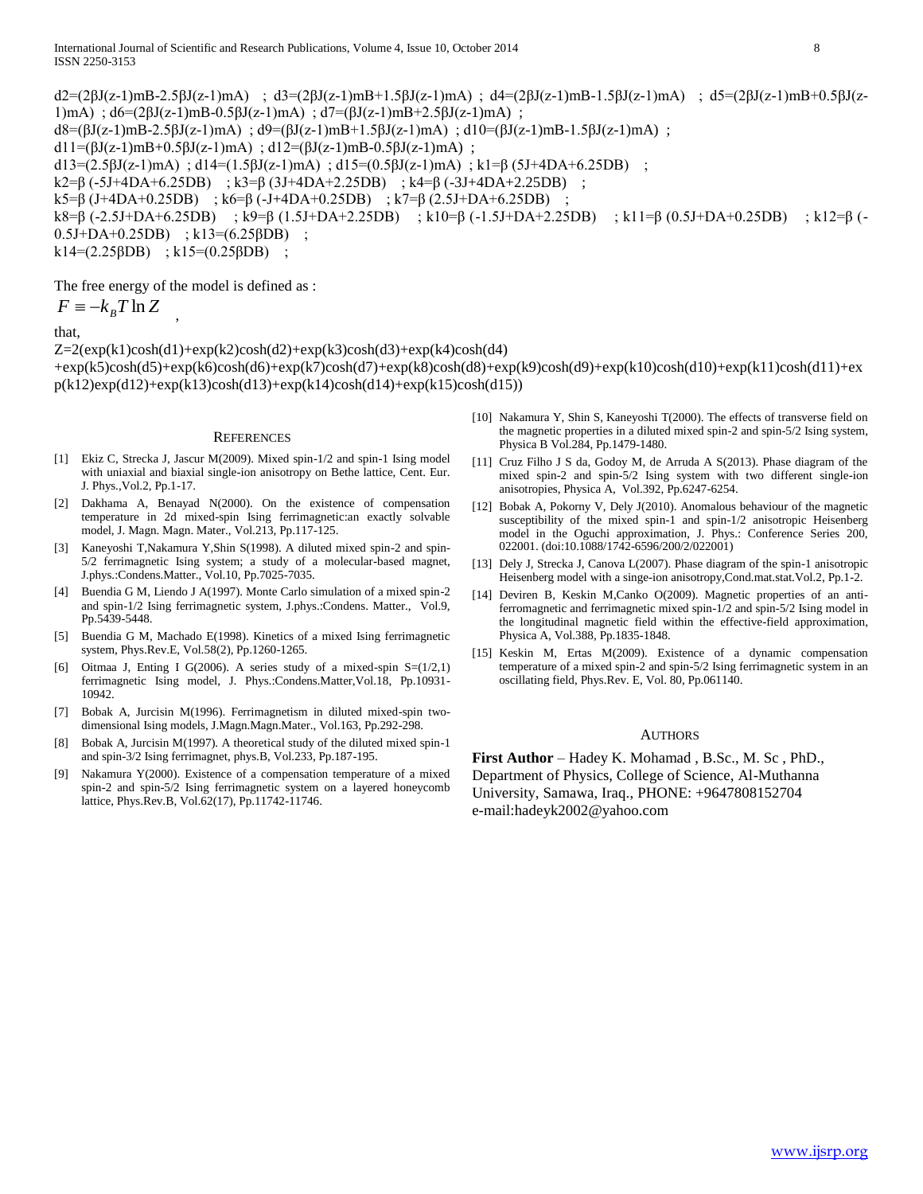$d2=(2\beta J(z-1)mB-2.5\beta J(z-1)mA)$ ; $d3=(2\beta J(z-1)mB+1.5\beta J(z-1)mA)$ ; $d4=(2\beta J(z-1)mB-1.5\beta J(z-1)mA)$ ; $d5=(2\beta J(z-1)mB+0.5\beta J(z-1)mA)$ ; $d6=(2\beta J(z-1)mB-0.5\beta J(z-1)mA)$ ; $d7=(\beta J(z-1)mB+2.5\beta J(z-1)mA)$ ; $d8=(\beta J(z-1)mB-2.5\beta J(z-1)mA)$ ; $d9=(\beta J(z-1)mB+1.5\beta J(z-1)mA)$ ; $d10=(\beta J(z-1)mB-1.5\beta J(z-1)mA)$ ; $d11=(\beta J(z-1)mB+0.5\beta J(z-1)mA)$ ; $d12=(\beta J(z-1)mB-0.5\beta J(z-1)mA)$ ; $d13=(2.5\beta J(z-1)mA)$ ; $d14=(1.5\beta J(z-1)mA)$ ; $d15=(0.5\beta J(z-1)mA)$ ; $k1=\beta\,(5J+4DA+6.25DB)$ ; $k2=\beta\,(-5J+4DA+6.25DB)$ ; $k3=\beta\,(3J+4DA+2.25DB)$ ; $k4=\beta\,(-3J+4DA+2.25DB)$ ; $k5=\beta\,(J+4DA+0.25DB)$ ; $k6=\beta\,(-J+4DA+0.25DB)$ ; $k7=\beta\,(2.5J+DA+6.25DB)$ ; $k8=\beta\,(-2.5J+DA+6.25DB)$ ; $k9=\beta\,(1.5J+DA+2.25DB)$ ; $k10=\beta\,(-1.5J+DA+2.25DB)$ ; $k11=\beta\,(0.5J+DA+0.25DB)$ ; $k12=\beta\,(-0.5J+DA+0.25DB)$ ; $k13=(6.25\beta DB)$ ; $k14=(2.25\beta DB)$ ; $k15=(0.25\beta DB)$ ;

The free energy of the model is defined as :

$$F \equiv -k_B T \ln Z$$ ,

that,

$$Z=2(\exp(k1)\cosh(d1)+\exp(k2)\cosh(d2)+\exp(k3)\cosh(d3)+\exp(k4)\cosh(d4)+\exp(k5)\cosh(d5)+\exp(k6)\cosh(d6)+\exp(k7)\cosh(d7)+\exp(k8)\cosh(d8)+\exp(k9)\cosh(d9)+\exp(k10)\cosh(d10)+\exp(k11)\cosh(d11)+\exp(k12)\exp(d12)+\exp(k13)\cosh(d13)+\exp(k14)\cosh(d14)+\exp(k15)\cosh(d15))$$

## REFERENCES

[1] Ekiz C, Strecka J, Jascur M(2009). Mixed spin-1/2 and spin-1 Ising model with uniaxial and biaxial single-ion anisotropy on Bethe lattice, Cent. Eur. J. Phys.,Vol.2, Pp.1-17.

[2] Dakhama A, Benayad N(2000). On the existence of compensation temperature in 2d mixed-spin Ising ferrimagnetic:an exactly solvable model, J. Magn. Magn. Mater., Vol.213, Pp.117-125.

[3] Kaneyoshi T,Nakamura Y,Shin S(1998). A diluted mixed spin-2 and spin-5/2 ferrimagnetic Ising system; a study of a molecular-based magnet, J.phys.:Condens.Matter., Vol.10, Pp.7025-7035.

[4] Buendia G M, Liendo J A(1997). Monte Carlo simulation of a mixed spin-2 and spin-1/2 Ising ferrimagnetic system, J.phys.:Condens. Matter., Vol.9, Pp.5439-5448.

[5] Buendia G M, Machado E(1998). Kinetics of a mixed Ising ferrimagnetic system, Phys.Rev.E, Vol.58(2), Pp.1260-1265.

[6] Oitmaa J, Enting I G(2006). A series study of a mixed-spin S=(1/2,1) ferrimagnetic Ising model, J. Phys.:Condens.Matter,Vol.18, Pp.10931-10942.

[7] Bobak A, Jurcisin M(1996). Ferrimagnetism in diluted mixed-spin two-dimensional Ising models, J.Magn.Magn.Mater., Vol.163, Pp.292-298.

[8] Bobak A, Jurcisin M(1997). A theoretical study of the diluted mixed spin-1 and spin-3/2 Ising ferrimagnet, phys.B, Vol.233, Pp.187-195.

[9] Nakamura Y(2000). Existence of a compensation temperature of a mixed spin-2 and spin-5/2 Ising ferrimagnetic system on a layered honeycomb lattice, Phys.Rev.B, Vol.62(17), Pp.11742-11746.

[10] Nakamura Y, Shin S, Kaneyoshi T(2000). The effects of transverse field on the magnetic properties in a diluted mixed spin-2 and spin-5/2 Ising system, Physica B Vol.284, Pp.1479-1480.

[11] Cruz Filho J S da, Godoy M, de Arruda A S(2013). Phase diagram of the mixed spin-2 and spin-5/2 Ising system with two different single-ion anisotropies, Physica A, Vol.392, Pp.6247-6254.

[12] Bobak A, Pokorny V, Dely J(2010). Anomalous behaviour of the magnetic susceptibility of the mixed spin-1 and spin-1/2 anisotropic Heisenberg model in the Oguchi approximation, J. Phys.: Conference Series 200, 022001. (doi:10.1088/1742-6596/200/2/022001)

[13] Dely J, Strecka J, Canova L(2007). Phase diagram of the spin-1 anisotropic Heisenberg model with a singe-ion anisotropy,Cond.mat.stat.Vol.2, Pp.1-2.

[14] Deviren B, Keskin M,Canko O(2009). Magnetic properties of an anti-ferromagnetic and ferrimagnetic mixed spin-1/2 and spin-5/2 Ising model in the longitudinal magnetic field within the effective-field approximation, Physica A, Vol.388, Pp.1835-1848.

[15] Keskin M, Ertas M(2009). Existence of a dynamic compensation temperature of a mixed spin-2 and spin-5/2 Ising ferrimagnetic system in an oscillating field, Phys.Rev. E, Vol. 80, Pp.061140.

## AUTHORS

**First Author** – Hadey K. Mohamad , B.Sc., M. Sc , PhD., Department of Physics, College of Science, Al-Muthanna University, Samawa, Iraq., PHONE: +9647808152704 e-mail:hadeyk2002@yahoo.com